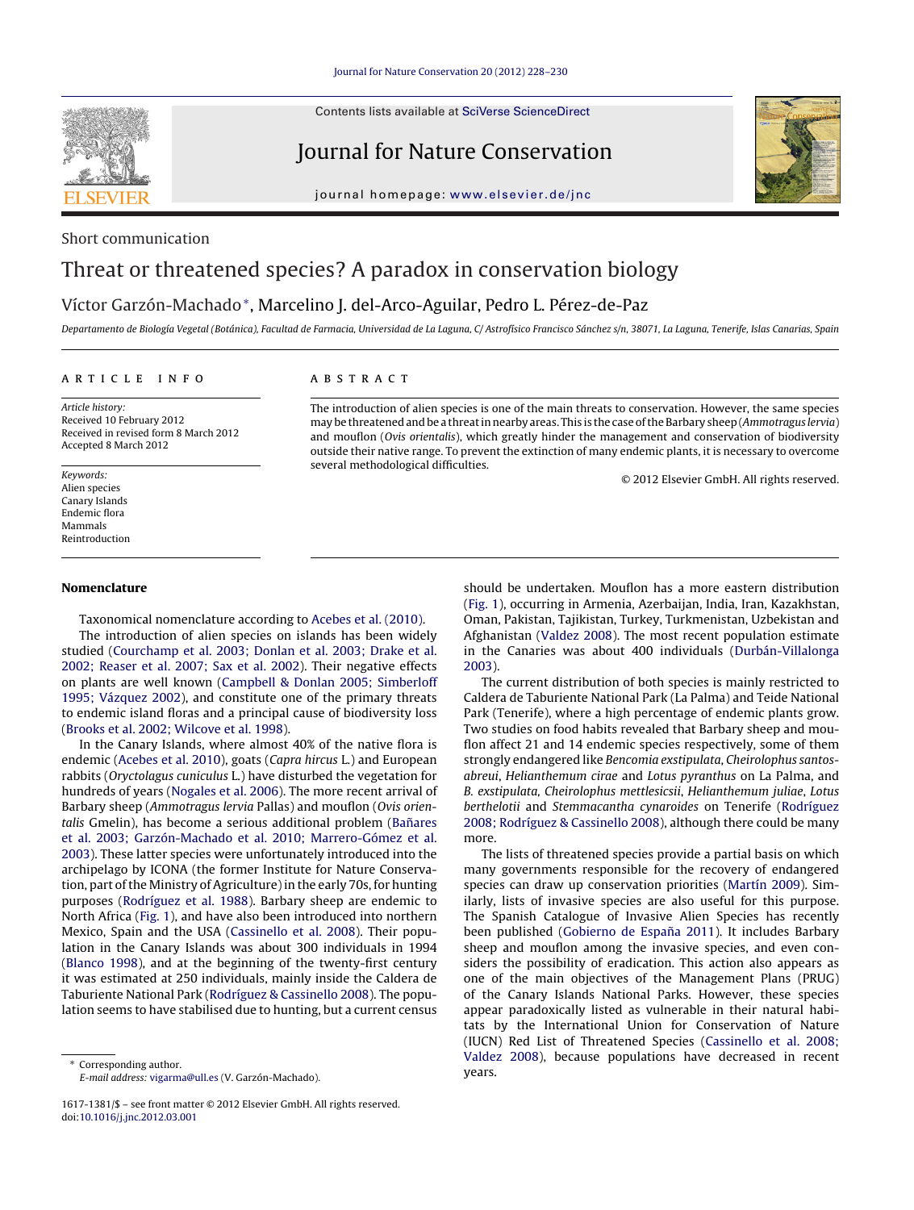Short communication

# Threat or threatened species? A paradox in conservation biology

Víctor Garzón-Machado*, Marcelino J. del-Arco-Aguilar, Pedro L. Pérez-de-Paz

*Departamento de Biología Vegetal (Botánica), Facultad de Farmacia, Universidad de La Laguna, C/ Astrofísico Francisco Sánchez s/n, 38071, La Laguna, Tenerife, Islas Canarias, Spain*

## ARTICLE INFO

*Article history:*
Received 10 February 2012
Received in revised form 8 March 2012
Accepted 8 March 2012

*Keywords:*
Alien species
Canary Islands
Endemic flora
Mammals
Reintroduction

## ABSTRACT

The introduction of alien species is one of the main threats to conservation. However, the same species may be threatened and be a threat in nearby areas. This is the case of the Barbary sheep (*Ammotragus lervia*) and mouflon (*Ovis orientalis*), which greatly hinder the management and conservation of biodiversity outside their native range. To prevent the extinction of many endemic plants, it is necessary to overcome several methodological difficulties.

© 2012 Elsevier GmbH. All rights reserved.

## Nomenclature

Taxonomical nomenclature according to Acebes et al. (2010).

The introduction of alien species on islands has been widely studied (Courchamp et al. 2003; Donlan et al. 2003; Drake et al. 2002; Reaser et al. 2007; Sax et al. 2002). Their negative effects on plants are well known (Campbell & Donlan 2005; Simberloff 1995; Vázquez 2002), and constitute one of the primary threats to endemic island floras and a principal cause of biodiversity loss (Brooks et al. 2002; Wilcove et al. 1998).

In the Canary Islands, where almost 40% of the native flora is endemic (Acebes et al. 2010), goats (*Capra hircus* L.) and European rabbits (*Oryctolagus cuniculus* L.) have disturbed the vegetation for hundreds of years (Nogales et al. 2006). The more recent arrival of Barbary sheep (*Ammotragus lervia* Pallas) and mouflon (*Ovis orientalis* Gmelin), has become a serious additional problem (Bañares et al. 2003; Garzón-Machado et al. 2010; Marrero-Gómez et al. 2003). These latter species were unfortunately introduced into the archipelago by ICONA (the former Institute for Nature Conservation, part of the Ministry of Agriculture) in the early 70s, for hunting purposes (Rodríguez et al. 1988). Barbary sheep are endemic to North Africa (Fig. 1), and have also been introduced into northern Mexico, Spain and the USA (Cassinello et al. 2008). Their population in the Canary Islands was about 300 individuals in 1994 (Blanco 1998), and at the beginning of the twenty-first century it was estimated at 250 individuals, mainly inside the Caldera de Taburiente National Park (Rodríguez & Cassinello 2008). The population seems to have stabilised due to hunting, but a current census should be undertaken. Mouflon has a more eastern distribution (Fig. 1), occurring in Armenia, Azerbaijan, India, Iran, Kazakhstan, Oman, Pakistan, Tajikistan, Turkey, Turkmenistan, Uzbekistan and Afghanistan (Valdez 2008). The most recent population estimate in the Canaries was about 400 individuals (Durbán-Villalonga 2003).

The current distribution of both species is mainly restricted to Caldera de Taburiente National Park (La Palma) and Teide National Park (Tenerife), where a high percentage of endemic plants grow. Two studies on food habits revealed that Barbary sheep and mouflon affect 21 and 14 endemic species respectively, some of them strongly endangered like *Bencomia exstipulata*, *Cheirolophus santos-abreui*, *Helianthemum cirae* and *Lotus pyranthus* on La Palma, and *B. exstipulata*, *Cheirolophus mettlesicsii*, *Helianthemum juliae*, *Lotus berthelotii* and *Stemmacantha cynaroides* on Tenerife (Rodríguez 2008; Rodríguez & Cassinello 2008), although there could be many more.

The lists of threatened species provide a partial basis on which many governments responsible for the recovery of endangered species can draw up conservation priorities (Martín 2009). Similarly, lists of invasive species are also useful for this purpose. The Spanish Catalogue of Invasive Alien Species has recently been published (Gobierno de España 2011). It includes Barbary sheep and mouflon among the invasive species, and even considers the possibility of eradication. This action also appears as one of the main objectives of the Management Plans (PRUG) of the Canary Islands National Parks. However, these species appear paradoxically listed as vulnerable in their natural habitats by the International Union for Conservation of Nature (IUCN) Red List of Threatened Species (Cassinello et al. 2008; Valdez 2008), because populations have decreased in recent years.

* Corresponding author.
*E-mail address:* vigarma@ull.es (V. Garzón-Machado).

1617-1381/$ – see front matter © 2012 Elsevier GmbH. All rights reserved.
doi:10.1016/j.jnc.2012.03.001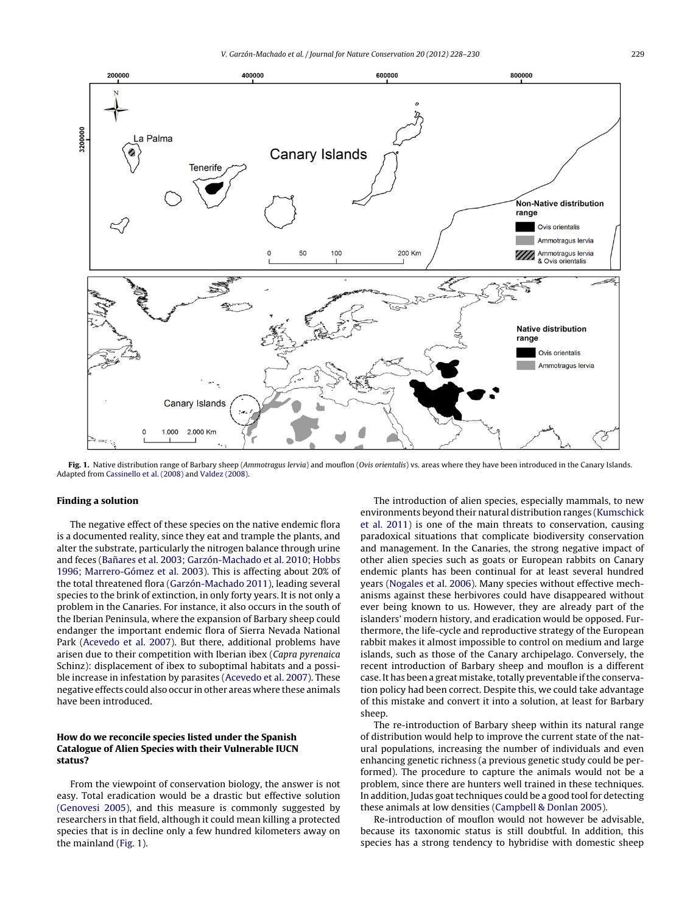Fig. 1. Native distribution range of Barbary sheep (*Ammotragus lervia*) and mouflon (*Ovis orientalis*) vs. areas where they have been introduced in the Canary Islands. Adapted from Cassinello et al. (2008) and Valdez (2008).

### Finding a solution

The negative effect of these species on the native endemic flora is a documented reality, since they eat and trample the plants, and alter the substrate, particularly the nitrogen balance through urine and feces (Bañares et al. 2003; Garzón-Machado et al. 2010; Hobbs 1996; Marrero-Gómez et al. 2003). This is affecting about 20% of the total threatened flora (Garzón-Machado 2011), leading several species to the brink of extinction, in only forty years. It is not only a problem in the Canaries. For instance, it also occurs in the south of the Iberian Peninsula, where the expansion of Barbary sheep could endanger the important endemic flora of Sierra Nevada National Park (Acevedo et al. 2007). But there, additional problems have arisen due to their competition with Iberian ibex (*Capra pyrenaica* Schinz): displacement of ibex to suboptimal habitats and a possible increase in infestation by parasites (Acevedo et al. 2007). These negative effects could also occur in other areas where these animals have been introduced.

### How do we reconcile species listed under the Spanish Catalogue of Alien Species with their Vulnerable IUCN status?

From the viewpoint of conservation biology, the answer is not easy. Total eradication would be a drastic but effective solution (Genovesi 2005), and this measure is commonly suggested by researchers in that field, although it could mean killing a protected species that is in decline only a few hundred kilometers away on the mainland (Fig. 1).

The introduction of alien species, especially mammals, to new environments beyond their natural distribution ranges (Kumschick et al. 2011) is one of the main threats to conservation, causing paradoxical situations that complicate biodiversity conservation and management. In the Canaries, the strong negative impact of other alien species such as goats or European rabbits on Canary endemic plants has been continual for at least several hundred years (Nogales et al. 2006). Many species without effective mechanisms against these herbivores could have disappeared without ever being known to us. However, they are already part of the islanders' modern history, and eradication would be opposed. Furthermore, the life-cycle and reproductive strategy of the European rabbit makes it almost impossible to control on medium and large islands, such as those of the Canary archipelago. Conversely, the recent introduction of Barbary sheep and mouflon is a different case. It has been a great mistake, totally preventable if the conservation policy had been correct. Despite this, we could take advantage of this mistake and convert it into a solution, at least for Barbary sheep.

The re-introduction of Barbary sheep within its natural range of distribution would help to improve the current state of the natural populations, increasing the number of individuals and even enhancing genetic richness (a previous genetic study could be performed). The procedure to capture the animals would not be a problem, since there are hunters well trained in these techniques. In addition, Judas goat techniques could be a good tool for detecting these animals at low densities (Campbell & Donlan 2005).

Re-introduction of mouflon would not however be advisable, because its taxonomic status is still doubtful. In addition, this species has a strong tendency to hybridise with domestic sheep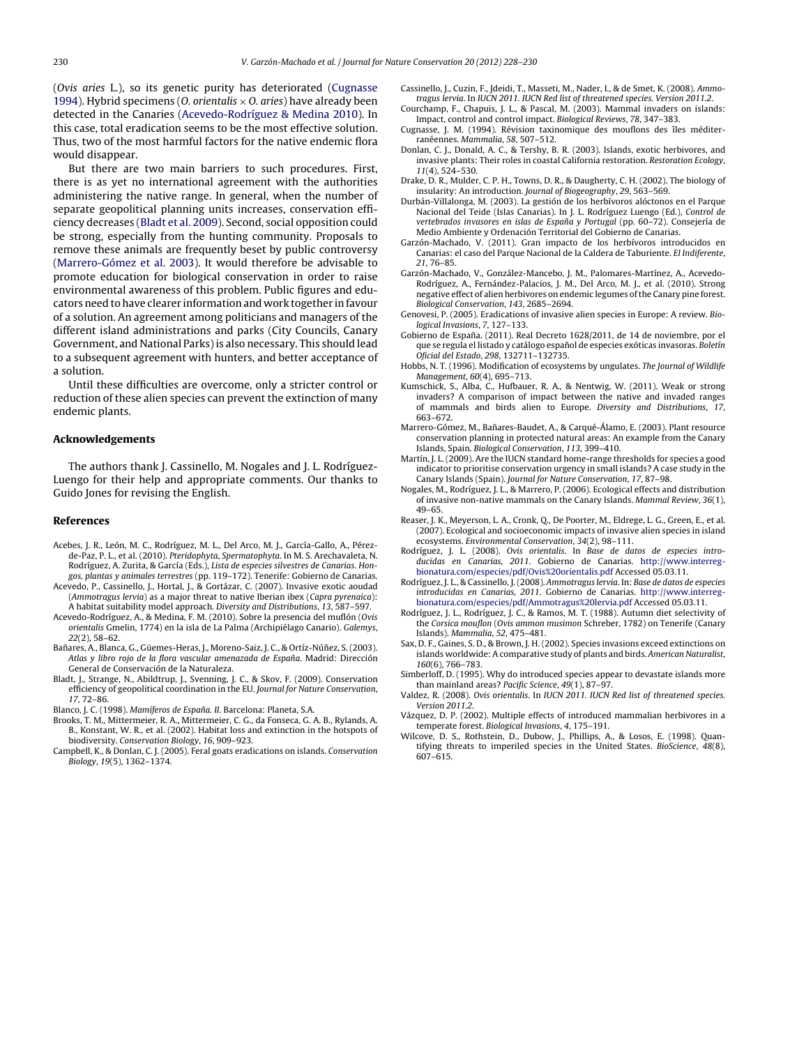(*Ovis aries* L.), so its genetic purity has deteriorated (Cugnasse 1994). Hybrid specimens (*O. orientalis* × *O. aries*) have already been detected in the Canaries (Acevedo-Rodríguez & Medina 2010). In this case, total eradication seems to be the most effective solution. Thus, two of the most harmful factors for the native endemic flora would disappear.

But there are two main barriers to such procedures. First, there is as yet no international agreement with the authorities administering the native range. In general, when the number of separate geopolitical planning units increases, conservation efficiency decreases (Bladt et al. 2009). Second, social opposition could be strong, especially from the hunting community. Proposals to remove these animals are frequently beset by public controversy (Marrero-Gómez et al. 2003). It would therefore be advisable to promote education for biological conservation in order to raise environmental awareness of this problem. Public figures and educators need to have clearer information and work together in favour of a solution. An agreement among politicians and managers of the different island administrations and parks (City Councils, Canary Government, and National Parks) is also necessary. This should lead to a subsequent agreement with hunters, and better acceptance of a solution.

Until these difficulties are overcome, only a stricter control or reduction of these alien species can prevent the extinction of many endemic plants.

## Acknowledgements

The authors thank J. Cassinello, M. Nogales and J. L. Rodríguez-Luengo for their help and appropriate comments. Our thanks to Guido Jones for revising the English.

## References

Acebes, J. R., León, M. C., Rodríguez, M. L., Del Arco, M. J., García-Gallo, A., Pérez-de-Paz, P. L., et al. (2010). *Pteridophyta, Spermatophyta*. In M. S. Arechavaleta, N. Rodríguez, A. Zurita, & García (Eds.), *Lista de especies silvestres de Canarias. Hongos, plantas y animales terrestres* (pp. 119–172). Tenerife: Gobierno de Canarias.

Acevedo, P., Cassinello, J., Hortal, J., & Gortázar, C. (2007). Invasive exotic aoudad (*Ammotragus lervia*) as a major threat to native Iberian ibex (*Capra pyrenaica*): A habitat suitability model approach. *Diversity and Distributions*, *13*, 587–597.

Acevedo-Rodríguez, A., & Medina, F. M. (2010). Sobre la presencia del muflón (*Ovis orientalis* Gmelin, 1774) en la isla de La Palma (Archipiélago Canario). *Galemys*, *22*(2), 58–62.

Bañares, A., Blanca, G., Güemes-Heras, J., Moreno-Saiz, J. C., & Ortíz-Núñez, S. (2003). *Atlas y libro rojo de la flora vascular amenazada de España*. Madrid: Dirección General de Conservación de la Naturaleza.

Bladt, J., Strange, N., Abildtrup, J., Svenning, J. C., & Skov, F. (2009). Conservation efficiency of geopolitical coordination in the EU. *Journal for Nature Conservation*, *17*, 72–86.

Blanco, J. C. (1998). *Mamíferos de España. II*. Barcelona: Planeta, S.A.

Brooks, T. M., Mittermeier, R. A., Mittermeier, C. G., da Fonseca, G. A. B., Rylands, A. B., Konstant, W. R., et al. (2002). Habitat loss and extinction in the hotspots of biodiversity. *Conservation Biology*, *16*, 909–923.

Campbell, K., & Donlan, C. J. (2005). Feral goats eradications on islands. *Conservation Biology*, *19*(5), 1362–1374.

Cassinello, J., Cuzin, F., Jdeidi, T., Masseti, M., Nader, I., & de Smet, K. (2008). *Ammotragus lervia*. In *IUCN 2011. IUCN Red list of threatened species. Version 2011.2*.

Courchamp, F., Chapuis, J. L., & Pascal, M. (2003). Mammal invaders on islands: Impact, control and control impact. *Biological Reviews*, *78*, 347–383.

Cugnasse, J. M. (1994). Révision taxinomique des mouflons des îles méditerranéennes. *Mammalia*, *58*, 507–512.

Donlan, C. J., Donald, A. C., & Tershy, B. R. (2003). Islands, exotic herbivores, and invasive plants: Their roles in coastal California restoration. *Restoration Ecology*, *11*(4), 524–530.

Drake, D. R., Mulder, C. P. H., Towns, D. R., & Daugherty, C. H. (2002). The biology of insularity: An introduction. *Journal of Biogeography*, *29*, 563–569.

Durbán-Villalonga, M. (2003). La gestión de los herbívoros alóctonos en el Parque Nacional del Teide (Islas Canarias). In J. L. Rodríguez Luengo (Ed.), *Control de vertebrados invasores en islas de España y Portugal* (pp. 60–72). Consejería de Medio Ambiente y Ordenación Territorial del Gobierno de Canarias.

Garzón-Machado, V. (2011). Gran impacto de los herbívoros introducidos en Canarias: el caso del Parque Nacional de la Caldera de Taburiente. *El Indiferente*, *21*, 76–85.

Garzón-Machado, V., González-Mancebo, J. M., Palomares-Martínez, A., Acevedo-Rodríguez, A., Fernández-Palacios, J. M., Del Arco, M. J., et al. (2010). Strong negative effect of alien herbivores on endemic legumes of the Canary pine forest. *Biological Conservation*, *143*, 2685–2694.

Genovesi, P. (2005). Eradications of invasive alien species in Europe: A review. *Biological Invasions*, *7*, 127–133.

Gobierno de España. (2011). Real Decreto 1628/2011, de 14 de noviembre, por el que se regula el listado y catálogo español de especies exóticas invasoras. *Boletín Oficial del Estado*, *298*, 132711–132735.

Hobbs, N. T. (1996). Modification of ecosystems by ungulates. *The Journal of Wildlife Management*, *60*(4), 695–713.

Kumschick, S., Alba, C., Hufbauer, R. A., & Nentwig, W. (2011). Weak or strong invaders? A comparison of impact between the native and invaded ranges of mammals and birds alien to Europe. *Diversity and Distributions*, *17*, 663–672.

Marrero-Gómez, M., Bañares-Baudet, A., & Carqué-Álamo, E. (2003). Plant resource conservation planning in protected natural areas: An example from the Canary Islands, Spain. *Biological Conservation*, *113*, 399–410.

Martín, J. L. (2009). Are the IUCN standard home-range thresholds for species a good indicator to prioritise conservation urgency in small islands? A case study in the Canary Islands (Spain). *Journal for Nature Conservation*, *17*, 87–98.

Nogales, M., Rodríguez, J. L., & Marrero, P. (2006). Ecological effects and distribution of invasive non-native mammals on the Canary Islands. *Mammal Review*, *36*(1), 49–65.

Reaser, J. K., Meyerson, L. A., Cronk, Q., De Poorter, M., Eldrege, L. G., Green, E., et al. (2007). Ecological and socioeconomic impacts of invasive alien species in island ecosystems. *Environmental Conservation*, *34*(2), 98–111.

Rodríguez, J. L. (2008). *Ovis orientalis*. In *Base de datos de especies introducidas en Canarias, 2011*. Gobierno de Canarias. http://www.interreg-bionatura.com/especies/pdf/Ovis%20orientalis.pdf Accessed 05.03.11.

Rodríguez, J. L., & Cassinello, J. (2008). *Ammotragus lervia*. In: *Base de datos de especies introducidas en Canarias, 2011*. Gobierno de Canarias. http://www.interreg-bionatura.com/especies/pdf/Ammotragus%20lervia.pdf Accessed 05.03.11.

Rodríguez, J. L., Rodríguez, J. C., & Ramos, M. T. (1988). Autumn diet selectivity of the *Corsica mouflon* (*Ovis ammon musimon* Schreber, 1782) on Tenerife (Canary Islands). *Mammalia*, *52*, 475–481.

Sax, D. F., Gaines, S. D., & Brown, J. H. (2002). Species invasions exceed extinctions on islands worldwide: A comparative study of plants and birds. *American Naturalist*, *160*(6), 766–783.

Simberloff, D. (1995). Why do introduced species appear to devastate islands more than mainland areas? *Pacific Science*, *49*(1), 87–97.

Valdez, R. (2008). *Ovis orientalis*. In *IUCN 2011. IUCN Red list of threatened species. Version 2011.2*.

Vázquez, D. P. (2002). Multiple effects of introduced mammalian herbivores in a temperate forest. *Biological Invasions*, *4*, 175–191.

Wilcove, D. S., Rothstein, D., Dubow, J., Phillips, A., & Losos, E. (1998). Quantifying threats to imperiled species in the United States. *BioScience*, *48*(8), 607–615.